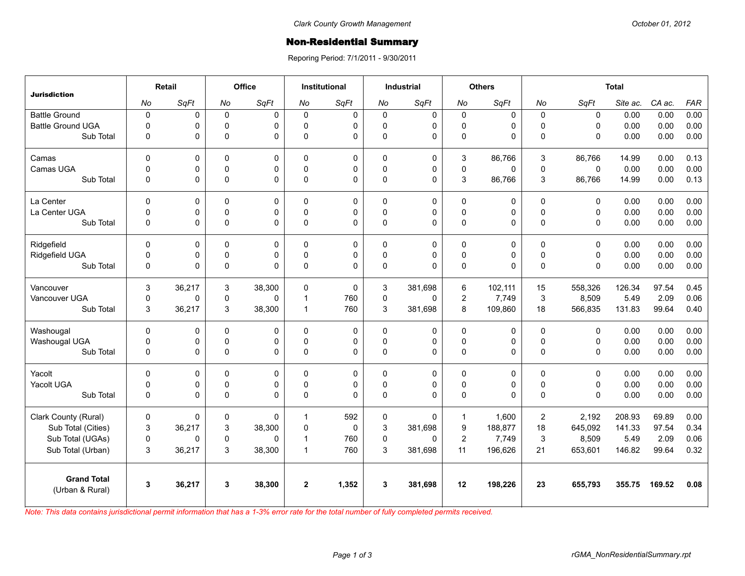Clark County Growth Management

October 01, 2012

# Non-Residential Summary

Reporing Period: 7/1/2011 - 9/30/2011

| Jurisdiction | Retail | | Office | | Institutional | | Industrial | | Others | | Total | | | | |
|---|---|---|---|---|---|---|---|---|---|---|---|---|---|---|---|
| | *No* | *SqFt* | *No* | *SqFt* | *No* | *SqFt* | *No* | *SqFt* | *No* | *SqFt* | *No* | *SqFt* | *Site ac.* | *CA ac.* | *FAR* |
| Battle Ground | 0 | 0 | 0 | 0 | 0 | 0 | 0 | 0 | 0 | 0 | 0 | 0 | 0.00 | 0.00 | 0.00 |
| Battle Ground UGA | 0 | 0 | 0 | 0 | 0 | 0 | 0 | 0 | 0 | 0 | 0 | 0 | 0.00 | 0.00 | 0.00 |
| Sub Total | 0 | 0 | 0 | 0 | 0 | 0 | 0 | 0 | 0 | 0 | 0 | 0 | 0.00 | 0.00 | 0.00 |
| Camas | 0 | 0 | 0 | 0 | 0 | 0 | 0 | 0 | 3 | 86,766 | 3 | 86,766 | 14.99 | 0.00 | 0.13 |
| Camas UGA | 0 | 0 | 0 | 0 | 0 | 0 | 0 | 0 | 0 | 0 | 0 | 0 | 0.00 | 0.00 | 0.00 |
| Sub Total | 0 | 0 | 0 | 0 | 0 | 0 | 0 | 0 | 3 | 86,766 | 3 | 86,766 | 14.99 | 0.00 | 0.13 |
| La Center | 0 | 0 | 0 | 0 | 0 | 0 | 0 | 0 | 0 | 0 | 0 | 0 | 0.00 | 0.00 | 0.00 |
| La Center UGA | 0 | 0 | 0 | 0 | 0 | 0 | 0 | 0 | 0 | 0 | 0 | 0 | 0.00 | 0.00 | 0.00 |
| Sub Total | 0 | 0 | 0 | 0 | 0 | 0 | 0 | 0 | 0 | 0 | 0 | 0 | 0.00 | 0.00 | 0.00 |
| Ridgefield | 0 | 0 | 0 | 0 | 0 | 0 | 0 | 0 | 0 | 0 | 0 | 0 | 0.00 | 0.00 | 0.00 |
| Ridgefield UGA | 0 | 0 | 0 | 0 | 0 | 0 | 0 | 0 | 0 | 0 | 0 | 0 | 0.00 | 0.00 | 0.00 |
| Sub Total | 0 | 0 | 0 | 0 | 0 | 0 | 0 | 0 | 0 | 0 | 0 | 0 | 0.00 | 0.00 | 0.00 |
| Vancouver | 3 | 36,217 | 3 | 38,300 | 0 | 0 | 3 | 381,698 | 6 | 102,111 | 15 | 558,326 | 126.34 | 97.54 | 0.45 |
| Vancouver UGA | 0 | 0 | 0 | 0 | 1 | 760 | 0 | 0 | 2 | 7,749 | 3 | 8,509 | 5.49 | 2.09 | 0.06 |
| Sub Total | 3 | 36,217 | 3 | 38,300 | 1 | 760 | 3 | 381,698 | 8 | 109,860 | 18 | 566,835 | 131.83 | 99.64 | 0.40 |
| Washougal | 0 | 0 | 0 | 0 | 0 | 0 | 0 | 0 | 0 | 0 | 0 | 0 | 0.00 | 0.00 | 0.00 |
| Washougal UGA | 0 | 0 | 0 | 0 | 0 | 0 | 0 | 0 | 0 | 0 | 0 | 0 | 0.00 | 0.00 | 0.00 |
| Sub Total | 0 | 0 | 0 | 0 | 0 | 0 | 0 | 0 | 0 | 0 | 0 | 0 | 0.00 | 0.00 | 0.00 |
| Yacolt | 0 | 0 | 0 | 0 | 0 | 0 | 0 | 0 | 0 | 0 | 0 | 0 | 0.00 | 0.00 | 0.00 |
| Yacolt UGA | 0 | 0 | 0 | 0 | 0 | 0 | 0 | 0 | 0 | 0 | 0 | 0 | 0.00 | 0.00 | 0.00 |
| Sub Total | 0 | 0 | 0 | 0 | 0 | 0 | 0 | 0 | 0 | 0 | 0 | 0 | 0.00 | 0.00 | 0.00 |
| Clark County (Rural) | 0 | 0 | 0 | 0 | 1 | 592 | 0 | 0 | 1 | 1,600 | 2 | 2,192 | 208.93 | 69.89 | 0.00 |
| Sub Total (Cities) | 3 | 36,217 | 3 | 38,300 | 0 | 0 | 3 | 381,698 | 9 | 188,877 | 18 | 645,092 | 141.33 | 97.54 | 0.34 |
| Sub Total (UGAs) | 0 | 0 | 0 | 0 | 1 | 760 | 0 | 0 | 2 | 7,749 | 3 | 8,509 | 5.49 | 2.09 | 0.06 |
| Sub Total (Urban) | 3 | 36,217 | 3 | 38,300 | 1 | 760 | 3 | 381,698 | 11 | 196,626 | 21 | 653,601 | 146.82 | 99.64 | 0.32 |
| **Grand Total** (Urban & Rural) | **3** | **36,217** | **3** | **38,300** | **2** | **1,352** | **3** | **381,698** | **12** | **198,226** | **23** | **655,793** | **355.75** | **169.52** | **0.08** |

*Note: This data contains jurisdictional permit information that has a 1-3% error rate for the total number of fully completed permits received.*

rGMA_NonResidentialSummary.rpt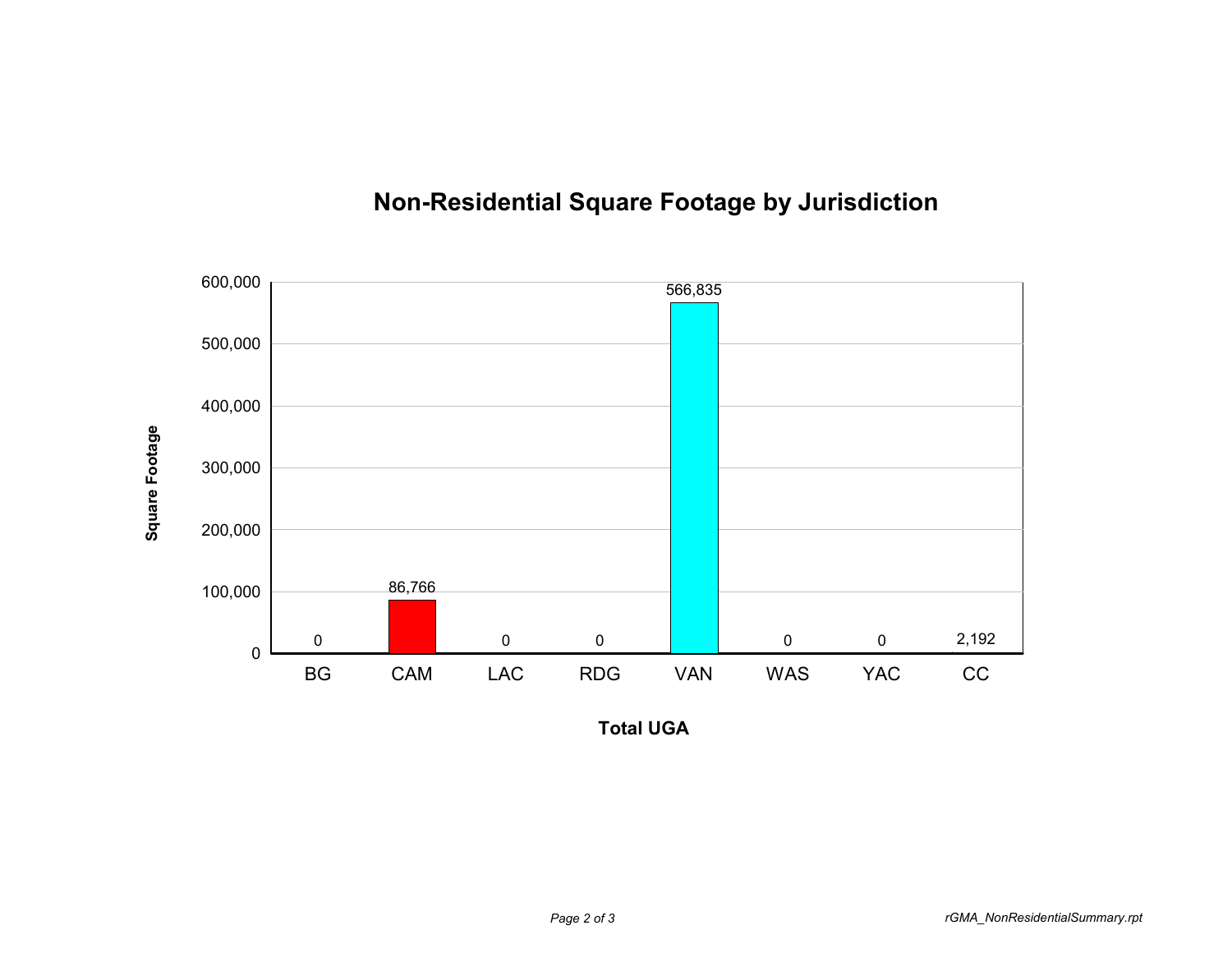# Non-Residential Square Footage by Jurisdiction

| Jurisdiction | Square Footage |
| --- | --- |
| BG | 0 |
| CAM | 86,766 |
| LAC | 0 |
| RDG | 0 |
| VAN | 566,835 |
| WAS | 0 |
| YAC | 0 |
| CC | 2,192 |

Square Footage

Total UGA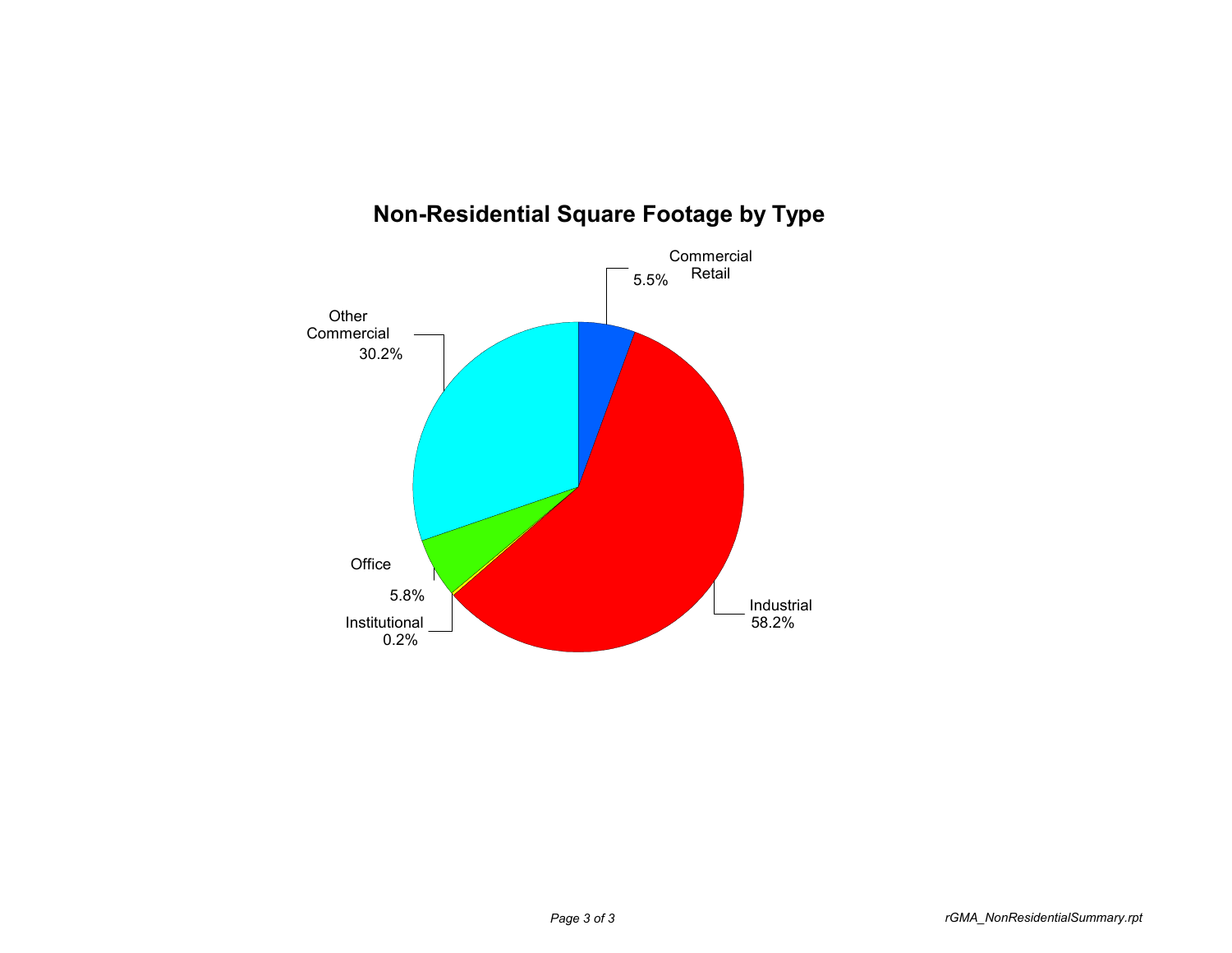## Non-Residential Square Footage by Type

Commercial Retail
5.5%

Other Commercial
30.2%

Office
5.8%

Institutional
0.2%

Industrial
58.2%